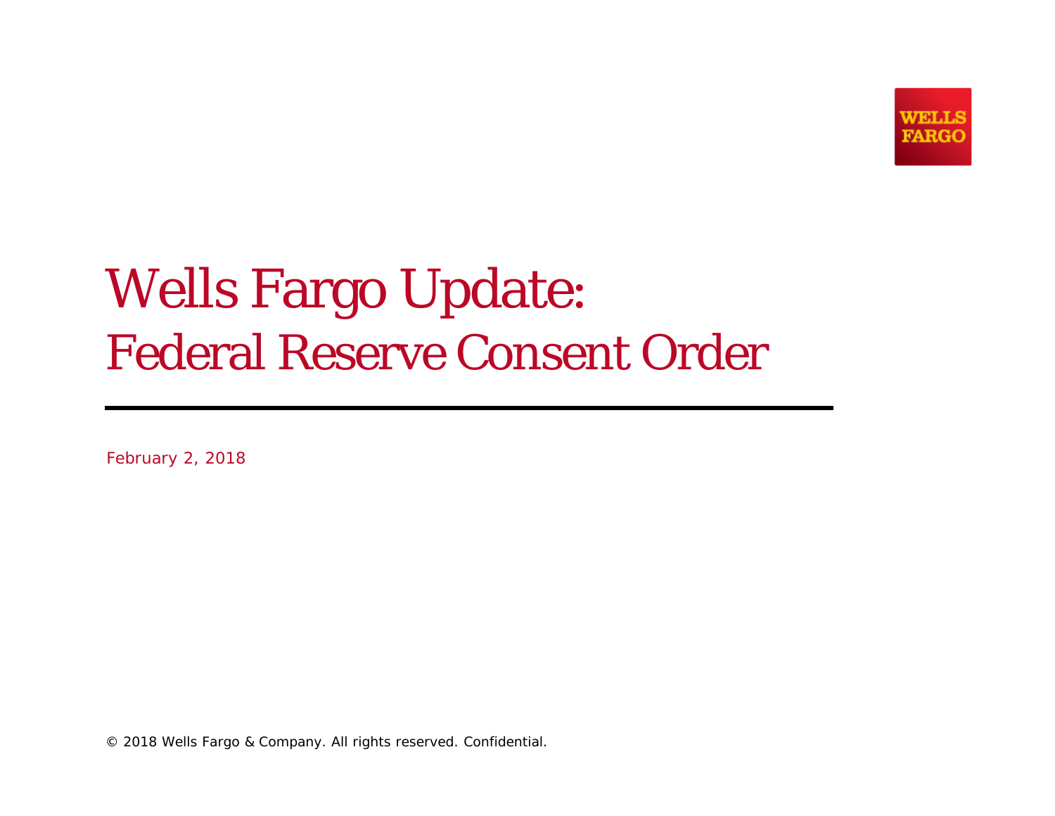WELLS FARGO

# Wells Fargo Update:
# Federal Reserve Consent Order

February 2, 2018

© 2018 Wells Fargo & Company. All rights reserved. Confidential.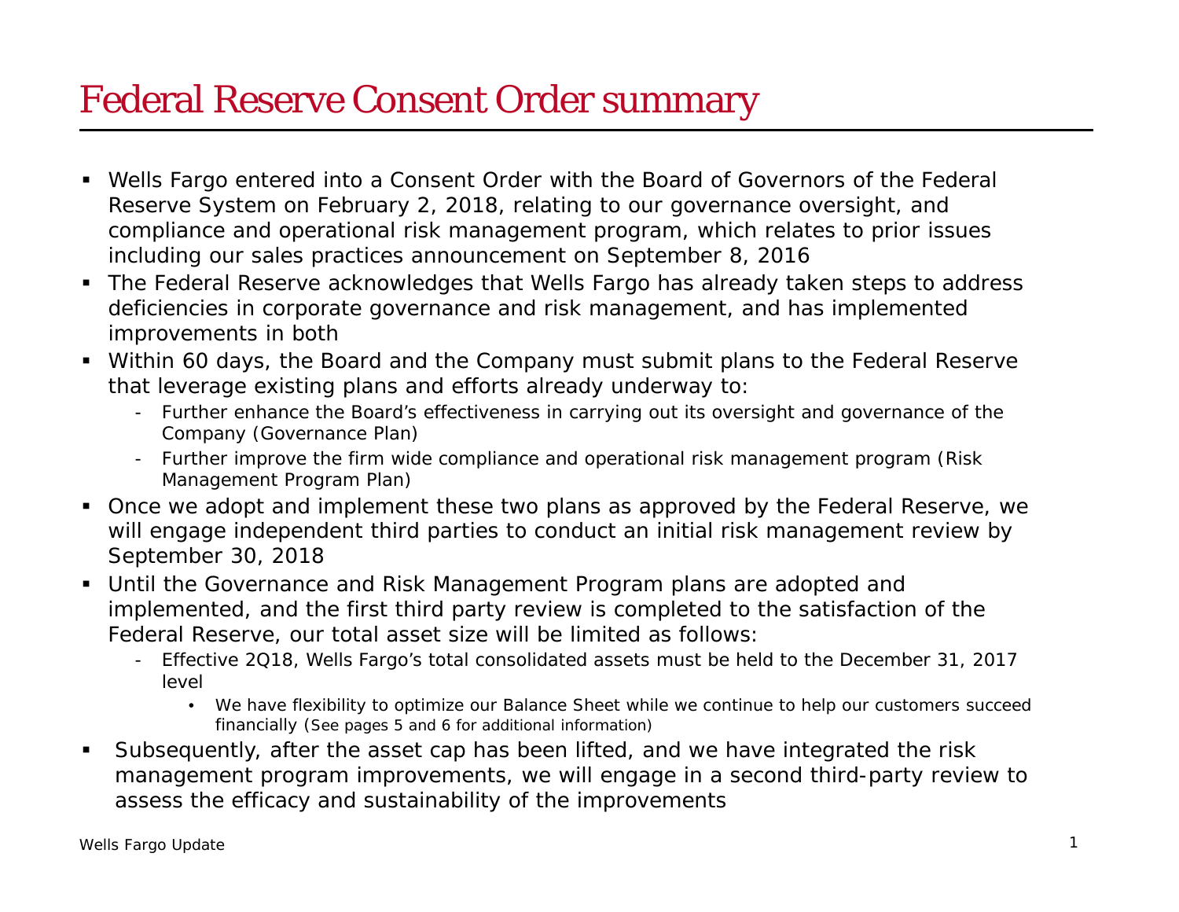# Federal Reserve Consent Order summary

- Wells Fargo entered into a Consent Order with the Board of Governors of the Federal Reserve System on February 2, 2018, relating to our governance oversight, and compliance and operational risk management program, which relates to prior issues including our sales practices announcement on September 8, 2016
- The Federal Reserve acknowledges that Wells Fargo has already taken steps to address deficiencies in corporate governance and risk management, and has implemented improvements in both
- Within 60 days, the Board and the Company must submit plans to the Federal Reserve that leverage existing plans and efforts already underway to:
  - Further enhance the Board's effectiveness in carrying out its oversight and governance of the Company (Governance Plan)
  - Further improve the firm wide compliance and operational risk management program (Risk Management Program Plan)
- Once we adopt and implement these two plans as approved by the Federal Reserve, we will engage independent third parties to conduct an initial risk management review by September 30, 2018
- Until the Governance and Risk Management Program plans are adopted and implemented, and the first third party review is completed to the satisfaction of the Federal Reserve, our total asset size will be limited as follows:
  - Effective 2Q18, Wells Fargo's total consolidated assets must be held to the December 31, 2017 level
    - We have flexibility to optimize our Balance Sheet while we continue to help our customers succeed financially (See pages 5 and 6 for additional information)
- Subsequently, after the asset cap has been lifted, and we have integrated the risk management program improvements, we will engage in a second third-party review to assess the efficacy and sustainability of the improvements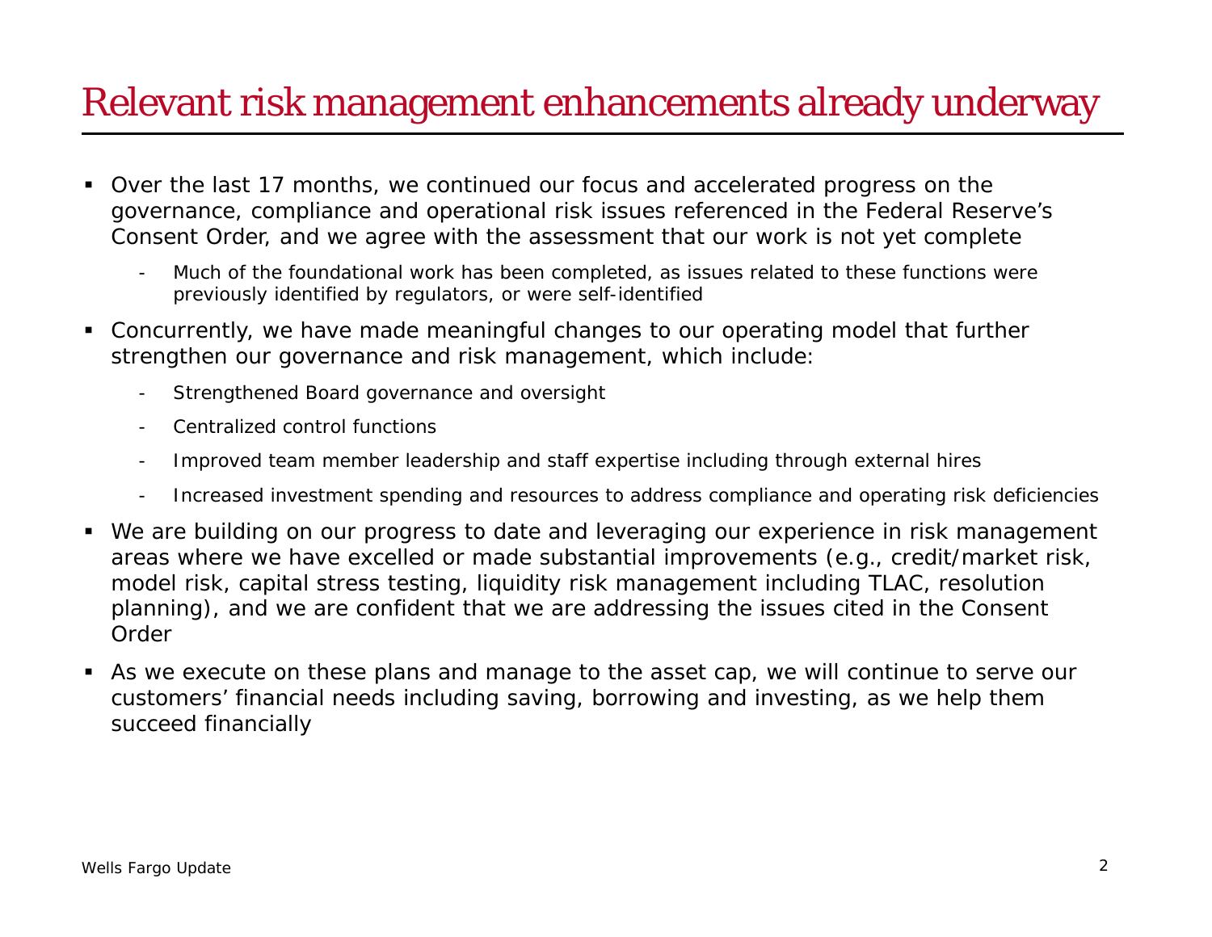# Relevant risk management enhancements already underway

- Over the last 17 months, we continued our focus and accelerated progress on the governance, compliance and operational risk issues referenced in the Federal Reserve's Consent Order, and we agree with the assessment that our work is not yet complete
  - Much of the foundational work has been completed, as issues related to these functions were previously identified by regulators, or were self-identified
- Concurrently, we have made meaningful changes to our operating model that further strengthen our governance and risk management, which include:
  - Strengthened Board governance and oversight
  - Centralized control functions
  - Improved team member leadership and staff expertise including through external hires
  - Increased investment spending and resources to address compliance and operating risk deficiencies
- We are building on our progress to date and leveraging our experience in risk management areas where we have excelled or made substantial improvements (e.g., credit/market risk, model risk, capital stress testing, liquidity risk management including TLAC, resolution planning), and we are confident that we are addressing the issues cited in the Consent Order
- As we execute on these plans and manage to the asset cap, we will continue to serve our customers' financial needs including saving, borrowing and investing, as we help them succeed financially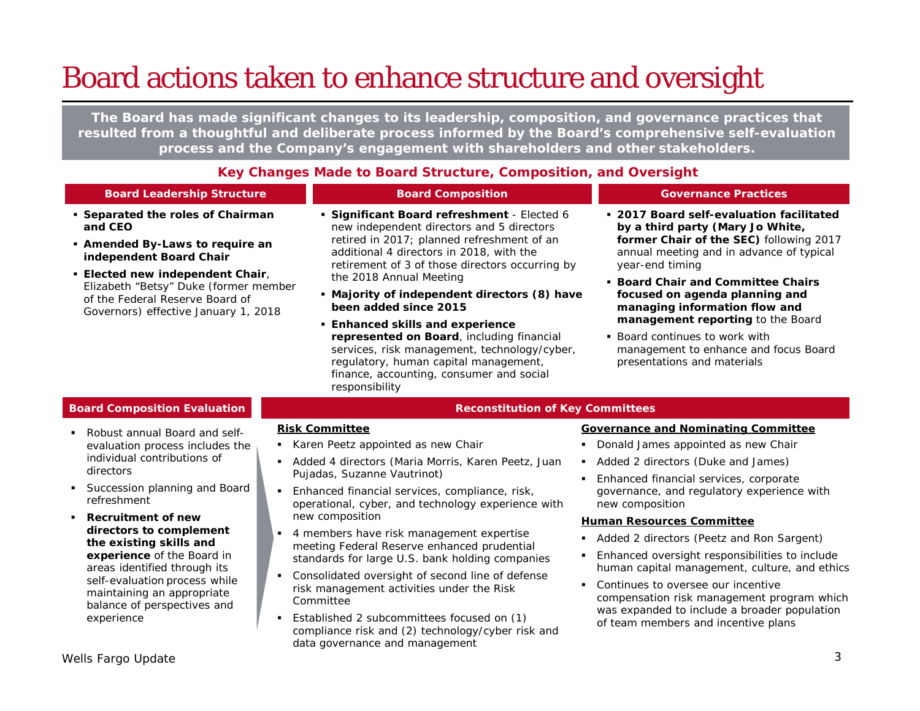# Board actions taken to enhance structure and oversight

**The Board has made significant changes to its leadership, composition, and governance practices that resulted from a thoughtful and deliberate process informed by the Board's comprehensive self-evaluation process and the Company's engagement with shareholders and other stakeholders.**

## Key Changes Made to Board Structure, Composition, and Oversight

### Board Leadership Structure

- **Separated the roles of Chairman and CEO**
- **Amended By-Laws to require an independent Board Chair**
- **Elected new independent Chair**, Elizabeth "Betsy" Duke (former member of the Federal Reserve Board of Governors) effective January 1, 2018

### Board Composition

- **Significant Board refreshment** - Elected 6 new independent directors and 5 directors retired in 2017; planned refreshment of an additional 4 directors in 2018, with the retirement of 3 of those directors occurring by the 2018 Annual Meeting
- **Majority of independent directors (8) have been added since 2015**
- **Enhanced skills and experience represented on Board**, including financial services, risk management, technology/cyber, regulatory, human capital management, finance, accounting, consumer and social responsibility

### Governance Practices

- **2017 Board self-evaluation facilitated by a third party (Mary Jo White, former Chair of the SEC)** following 2017 annual meeting and in advance of typical year-end timing
- **Board Chair and Committee Chairs focused on agenda planning and managing information flow and management reporting** to the Board
- Board continues to work with management to enhance and focus Board presentations and materials

### Board Composition Evaluation

- Robust annual Board and self-evaluation process includes the individual contributions of directors
- Succession planning and Board refreshment
- **Recruitment of new directors to complement the existing skills and experience** of the Board in areas identified through its self-evaluation process while maintaining an appropriate balance of perspectives and experience

### Reconstitution of Key Committees

**Risk Committee**

- Karen Peetz appointed as new Chair
- Added 4 directors (Maria Morris, Karen Peetz, Juan Pujadas, Suzanne Vautrinot)
- Enhanced financial services, compliance, risk, operational, cyber, and technology experience with new composition
- 4 members have risk management expertise meeting Federal Reserve enhanced prudential standards for large U.S. bank holding companies
- Consolidated oversight of second line of defense risk management activities under the Risk Committee
- Established 2 subcommittees focused on (1) compliance risk and (2) technology/cyber risk and data governance and management

**Governance and Nominating Committee**

- Donald James appointed as new Chair
- Added 2 directors (Duke and James)
- Enhanced financial services, corporate governance, and regulatory experience with new composition

**Human Resources Committee**

- Added 2 directors (Peetz and Ron Sargent)
- Enhanced oversight responsibilities to include human capital management, culture, and ethics
- Continues to oversee our incentive compensation risk management program which was expanded to include a broader population of team members and incentive plans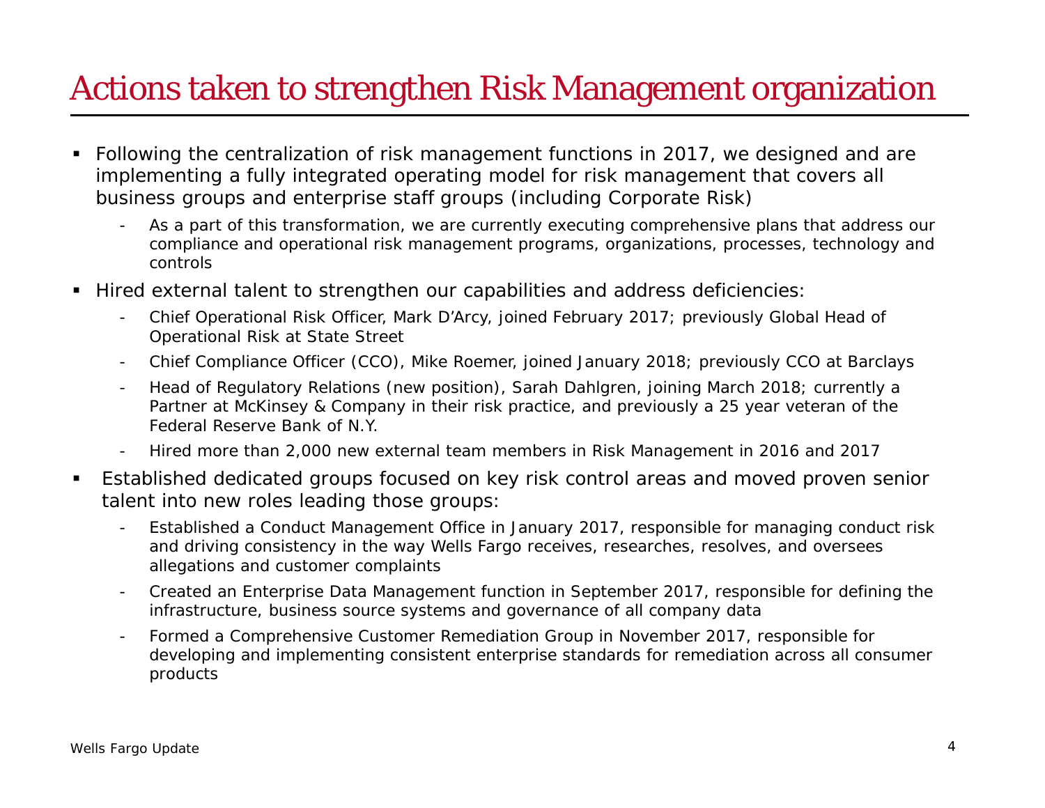# Actions taken to strengthen Risk Management organization

- Following the centralization of risk management functions in 2017, we designed and are implementing a fully integrated operating model for risk management that covers all business groups and enterprise staff groups (including Corporate Risk)
  - As a part of this transformation, we are currently executing comprehensive plans that address our compliance and operational risk management programs, organizations, processes, technology and controls
- Hired external talent to strengthen our capabilities and address deficiencies:
  - Chief Operational Risk Officer, Mark D'Arcy, joined February 2017; previously Global Head of Operational Risk at State Street
  - Chief Compliance Officer (CCO), Mike Roemer, joined January 2018; previously CCO at Barclays
  - Head of Regulatory Relations (new position), Sarah Dahlgren, joining March 2018; currently a Partner at McKinsey & Company in their risk practice, and previously a 25 year veteran of the Federal Reserve Bank of N.Y.
  - Hired more than 2,000 new external team members in Risk Management in 2016 and 2017
- Established dedicated groups focused on key risk control areas and moved proven senior talent into new roles leading those groups:
  - Established a Conduct Management Office in January 2017, responsible for managing conduct risk and driving consistency in the way Wells Fargo receives, researches, resolves, and oversees allegations and customer complaints
  - Created an Enterprise Data Management function in September 2017, responsible for defining the infrastructure, business source systems and governance of all company data
  - Formed a Comprehensive Customer Remediation Group in November 2017, responsible for developing and implementing consistent enterprise standards for remediation across all consumer products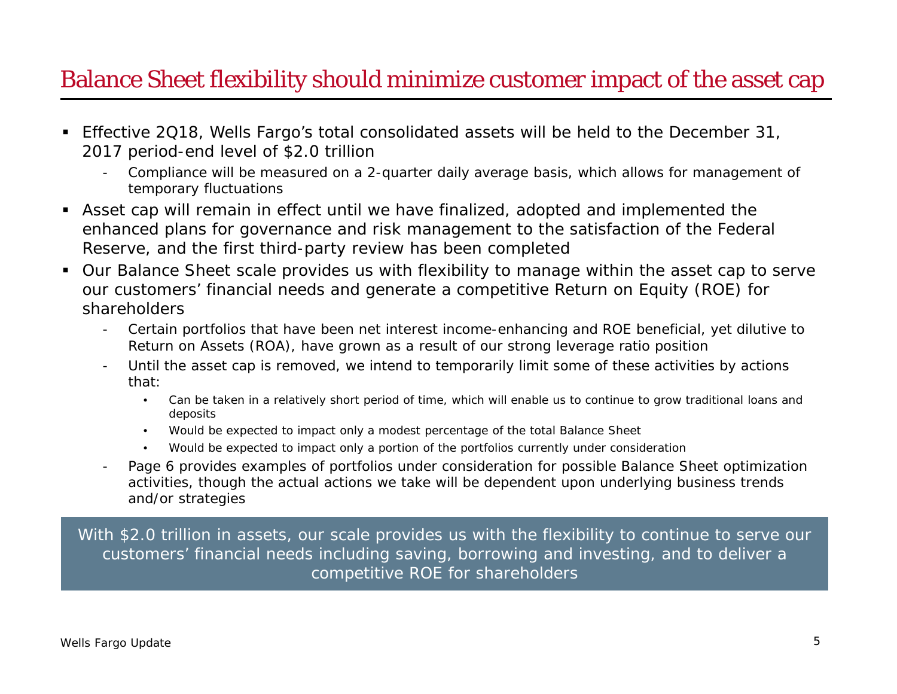# Balance Sheet flexibility should minimize customer impact of the asset cap

- Effective 2Q18, Wells Fargo's total consolidated assets will be held to the December 31, 2017 period-end level of $2.0 trillion
  - Compliance will be measured on a 2-quarter daily average basis, which allows for management of temporary fluctuations
- Asset cap will remain in effect until we have finalized, adopted and implemented the enhanced plans for governance and risk management to the satisfaction of the Federal Reserve, and the first third-party review has been completed
- Our Balance Sheet scale provides us with flexibility to manage within the asset cap to serve our customers' financial needs and generate a competitive Return on Equity (ROE) for shareholders
  - Certain portfolios that have been net interest income-enhancing and ROE beneficial, yet dilutive to Return on Assets (ROA), have grown as a result of our strong leverage ratio position
  - Until the asset cap is removed, we intend to temporarily limit some of these activities by actions that:
    - Can be taken in a relatively short period of time, which will enable us to continue to grow traditional loans and deposits
    - Would be expected to impact only a modest percentage of the total Balance Sheet
    - Would be expected to impact only a portion of the portfolios currently under consideration
  - Page 6 provides examples of portfolios under consideration for possible Balance Sheet optimization activities, though the actual actions we take will be dependent upon underlying business trends and/or strategies

With $2.0 trillion in assets, our scale provides us with the flexibility to continue to serve our customers' financial needs including saving, borrowing and investing, and to deliver a competitive ROE for shareholders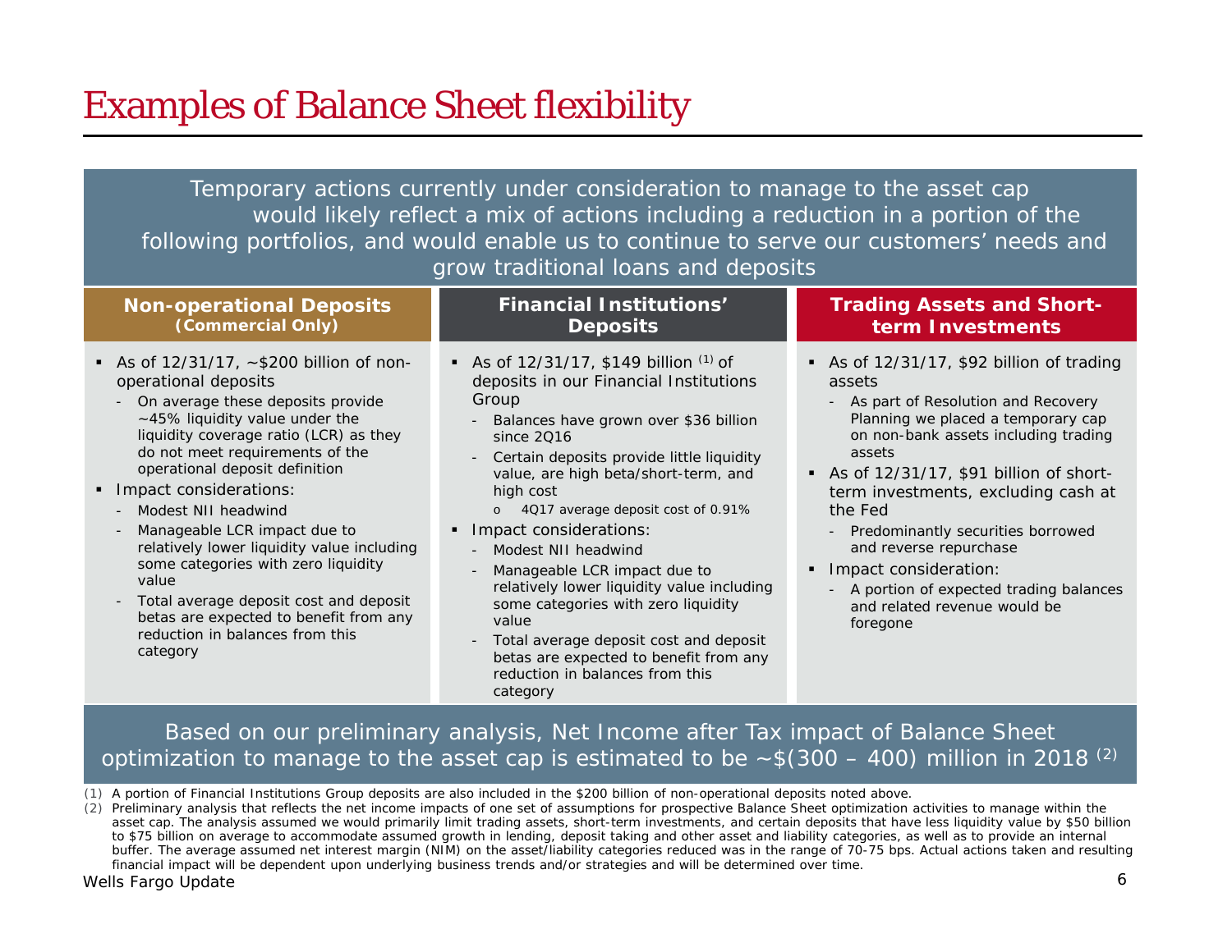# Examples of Balance Sheet flexibility

Temporary actions currently under consideration to manage to the asset cap would likely reflect a mix of actions including a reduction in a portion of the following portfolios, and would enable us to continue to serve our customers' needs and grow traditional loans and deposits

## Non-operational Deposits (Commercial Only)

- As of 12/31/17, ~$200 billion of non-operational deposits
  - On average these deposits provide ~45% liquidity value under the liquidity coverage ratio (LCR) as they do not meet requirements of the operational deposit definition
- Impact considerations:
  - Modest NII headwind
  - Manageable LCR impact due to relatively lower liquidity value including some categories with zero liquidity value
  - Total average deposit cost and deposit betas are expected to benefit from any reduction in balances from this category

## Financial Institutions' Deposits

- As of 12/31/17, $149 billion (1) of deposits in our Financial Institutions Group
  - Balances have grown over $36 billion since 2Q16
  - Certain deposits provide little liquidity value, are high beta/short-term, and high cost
    - 4Q17 average deposit cost of 0.91%
- Impact considerations:
  - Modest NII headwind
  - Manageable LCR impact due to relatively lower liquidity value including some categories with zero liquidity value
  - Total average deposit cost and deposit betas are expected to benefit from any reduction in balances from this category

## Trading Assets and Short-term Investments

- As of 12/31/17, $92 billion of trading assets
  - As part of Resolution and Recovery Planning we placed a temporary cap on non-bank assets including trading assets
- As of 12/31/17, $91 billion of short-term investments, excluding cash at the Fed
  - Predominantly securities borrowed and reverse repurchase
- Impact consideration:
  - A portion of expected trading balances and related revenue would be foregone

Based on our preliminary analysis, Net Income after Tax impact of Balance Sheet optimization to manage to the asset cap is estimated to be ~$(300 – 400) million in 2018 (2)

(1) A portion of Financial Institutions Group deposits are also included in the $200 billion of non-operational deposits noted above.

(2) Preliminary analysis that reflects the net income impacts of one set of assumptions for prospective Balance Sheet optimization activities to manage within the asset cap. The analysis assumed we would primarily limit trading assets, short-term investments, and certain deposits that have less liquidity value by $50 billion to $75 billion on average to accommodate assumed growth in lending, deposit taking and other asset and liability categories, as well as to provide an internal buffer. The average assumed net interest margin (NIM) on the asset/liability categories reduced was in the range of 70-75 bps. Actual actions taken and resulting financial impact will be dependent upon underlying business trends and/or strategies and will be determined over time.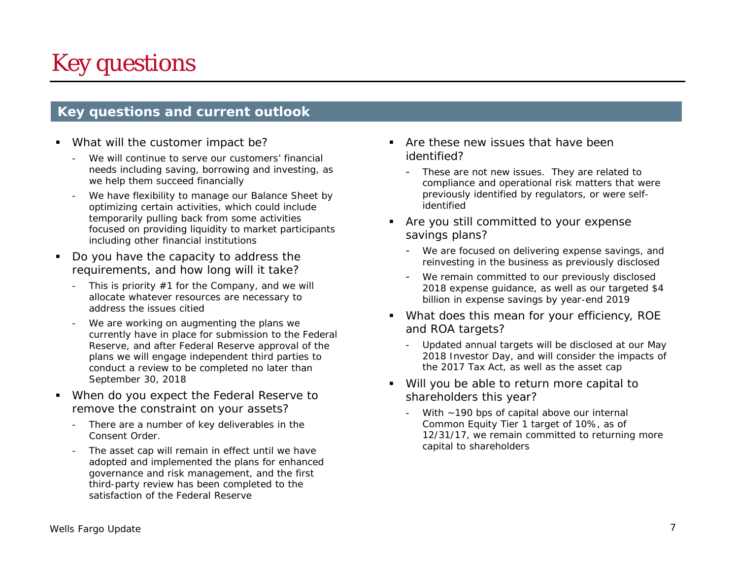# Key questions

## Key questions and current outlook

- What will the customer impact be?
  - We will continue to serve our customers' financial needs including saving, borrowing and investing, as we help them succeed financially
  - We have flexibility to manage our Balance Sheet by optimizing certain activities, which could include temporarily pulling back from some activities focused on providing liquidity to market participants including other financial institutions
- Do you have the capacity to address the requirements, and how long will it take?
  - This is priority #1 for the Company, and we will allocate whatever resources are necessary to address the issues citied
  - We are working on augmenting the plans we currently have in place for submission to the Federal Reserve, and after Federal Reserve approval of the plans we will engage independent third parties to conduct a review to be completed no later than September 30, 2018
- When do you expect the Federal Reserve to remove the constraint on your assets?
  - There are a number of key deliverables in the Consent Order.
  - The asset cap will remain in effect until we have adopted and implemented the plans for enhanced governance and risk management, and the first third-party review has been completed to the satisfaction of the Federal Reserve
- Are these new issues that have been identified?
  - These are not new issues. They are related to compliance and operational risk matters that were previously identified by regulators, or were self-identified
- Are you still committed to your expense savings plans?
  - We are focused on delivering expense savings, and reinvesting in the business as previously disclosed
  - We remain committed to our previously disclosed 2018 expense guidance, as well as our targeted $4 billion in expense savings by year-end 2019
- What does this mean for your efficiency, ROE and ROA targets?
  - Updated annual targets will be disclosed at our May 2018 Investor Day, and will consider the impacts of the 2017 Tax Act, as well as the asset cap
- Will you be able to return more capital to shareholders this year?
  - With ~190 bps of capital above our internal Common Equity Tier 1 target of 10%, as of 12/31/17, we remain committed to returning more capital to shareholders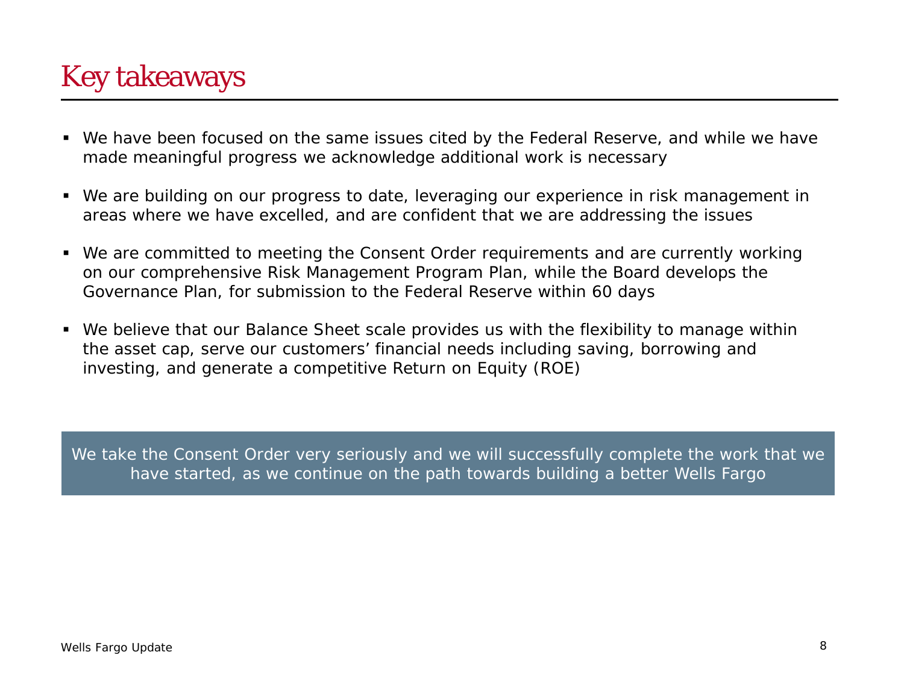# Key takeaways

- We have been focused on the same issues cited by the Federal Reserve, and while we have made meaningful progress we acknowledge additional work is necessary
- We are building on our progress to date, leveraging our experience in risk management in areas where we have excelled, and are confident that we are addressing the issues
- We are committed to meeting the Consent Order requirements and are currently working on our comprehensive Risk Management Program Plan, while the Board develops the Governance Plan, for submission to the Federal Reserve within 60 days
- We believe that our Balance Sheet scale provides us with the flexibility to manage within the asset cap, serve our customers' financial needs including saving, borrowing and investing, and generate a competitive Return on Equity (ROE)

We take the Consent Order very seriously and we will successfully complete the work that we have started, as we continue on the path towards building a better Wells Fargo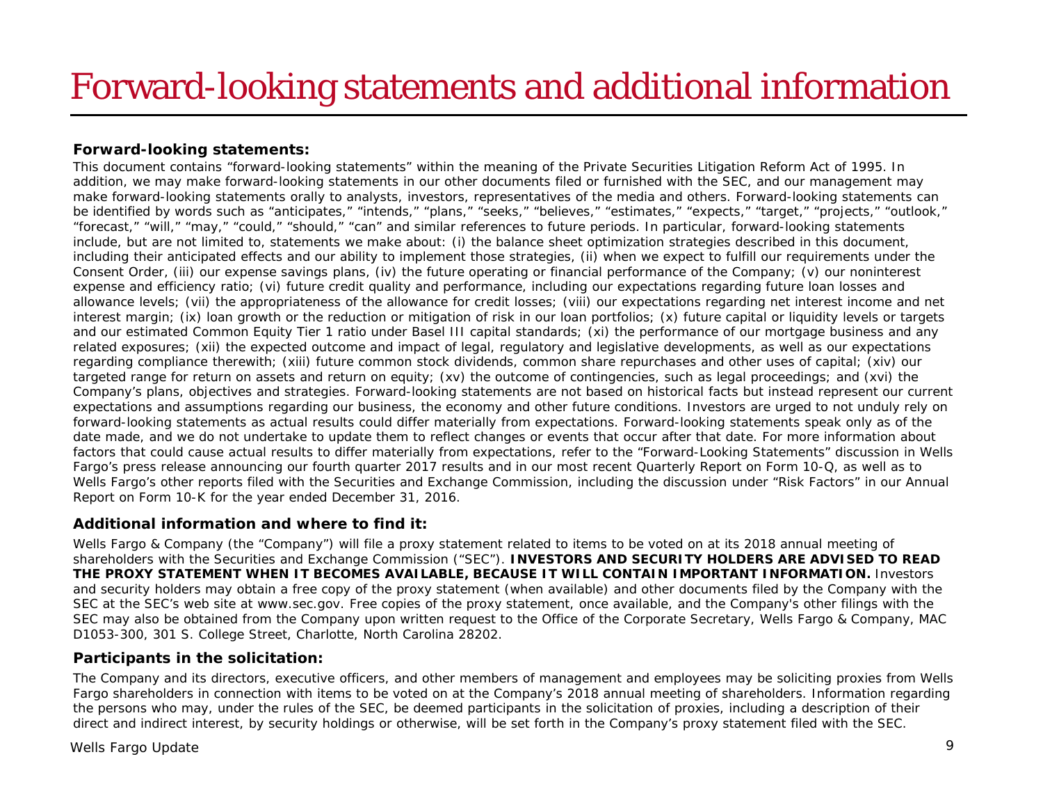# Forward-looking statements and additional information

**Forward-looking statements:**

This document contains "forward-looking statements" within the meaning of the Private Securities Litigation Reform Act of 1995. In addition, we may make forward-looking statements in our other documents filed or furnished with the SEC, and our management may make forward-looking statements orally to analysts, investors, representatives of the media and others. Forward-looking statements can be identified by words such as "anticipates," "intends," "plans," "seeks," "believes," "estimates," "expects," "target," "projects," "outlook," "forecast," "will," "may," "could," "should," "can" and similar references to future periods. In particular, forward-looking statements include, but are not limited to, statements we make about: (i) the balance sheet optimization strategies described in this document, including their anticipated effects and our ability to implement those strategies, (ii) when we expect to fulfill our requirements under the Consent Order, (iii) our expense savings plans, (iv) the future operating or financial performance of the Company; (v) our noninterest expense and efficiency ratio; (vi) future credit quality and performance, including our expectations regarding future loan losses and allowance levels; (vii) the appropriateness of the allowance for credit losses; (viii) our expectations regarding net interest income and net interest margin; (ix) loan growth or the reduction or mitigation of risk in our loan portfolios; (x) future capital or liquidity levels or targets and our estimated Common Equity Tier 1 ratio under Basel III capital standards; (xi) the performance of our mortgage business and any related exposures; (xii) the expected outcome and impact of legal, regulatory and legislative developments, as well as our expectations regarding compliance therewith; (xiii) future common stock dividends, common share repurchases and other uses of capital; (xiv) our targeted range for return on assets and return on equity; (xv) the outcome of contingencies, such as legal proceedings; and (xvi) the Company's plans, objectives and strategies. Forward-looking statements are not based on historical facts but instead represent our current expectations and assumptions regarding our business, the economy and other future conditions. Investors are urged to not unduly rely on forward-looking statements as actual results could differ materially from expectations. Forward-looking statements speak only as of the date made, and we do not undertake to update them to reflect changes or events that occur after that date. For more information about factors that could cause actual results to differ materially from expectations, refer to the "Forward-Looking Statements" discussion in Wells Fargo's press release announcing our fourth quarter 2017 results and in our most recent Quarterly Report on Form 10-Q, as well as to Wells Fargo's other reports filed with the Securities and Exchange Commission, including the discussion under "Risk Factors" in our Annual Report on Form 10-K for the year ended December 31, 2016.

**Additional information and where to find it:**

Wells Fargo & Company (the "Company") will file a proxy statement related to items to be voted on at its 2018 annual meeting of shareholders with the Securities and Exchange Commission ("SEC"). **INVESTORS AND SECURITY HOLDERS ARE ADVISED TO READ THE PROXY STATEMENT WHEN IT BECOMES AVAILABLE, BECAUSE IT WILL CONTAIN IMPORTANT INFORMATION.** Investors and security holders may obtain a free copy of the proxy statement (when available) and other documents filed by the Company with the SEC at the SEC's web site at www.sec.gov. Free copies of the proxy statement, once available, and the Company's other filings with the SEC may also be obtained from the Company upon written request to the Office of the Corporate Secretary, Wells Fargo & Company, MAC D1053-300, 301 S. College Street, Charlotte, North Carolina 28202.

**Participants in the solicitation:**

The Company and its directors, executive officers, and other members of management and employees may be soliciting proxies from Wells Fargo shareholders in connection with items to be voted on at the Company's 2018 annual meeting of shareholders. Information regarding the persons who may, under the rules of the SEC, be deemed participants in the solicitation of proxies, including a description of their direct and indirect interest, by security holdings or otherwise, will be set forth in the Company's proxy statement filed with the SEC.